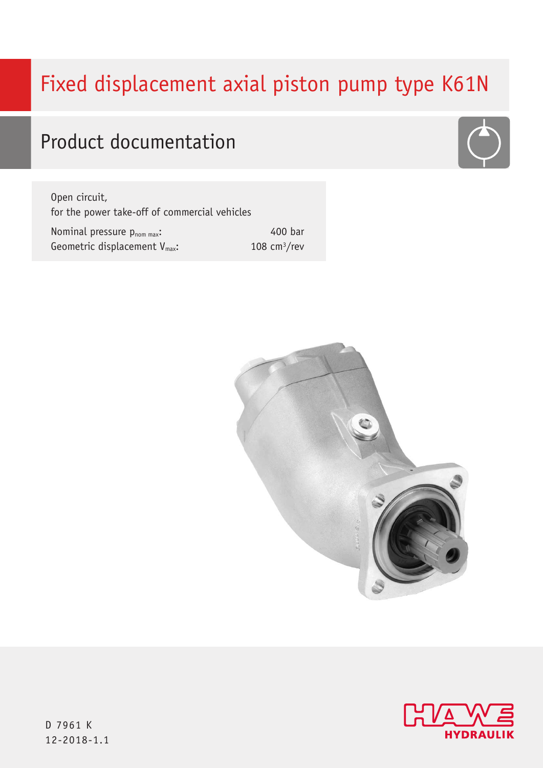# Fixed displacement axial piston pump type K61N

## Product documentation

Open circuit,
for the power take-off of commercial vehicles

| | |
|---|---|
| Nominal pressure $p_{nom\ max}$: | 400 bar |
| Geometric displacement $V_{max}$: | 108 $cm^3$/rev |

D 7961 K
12-2018-1.1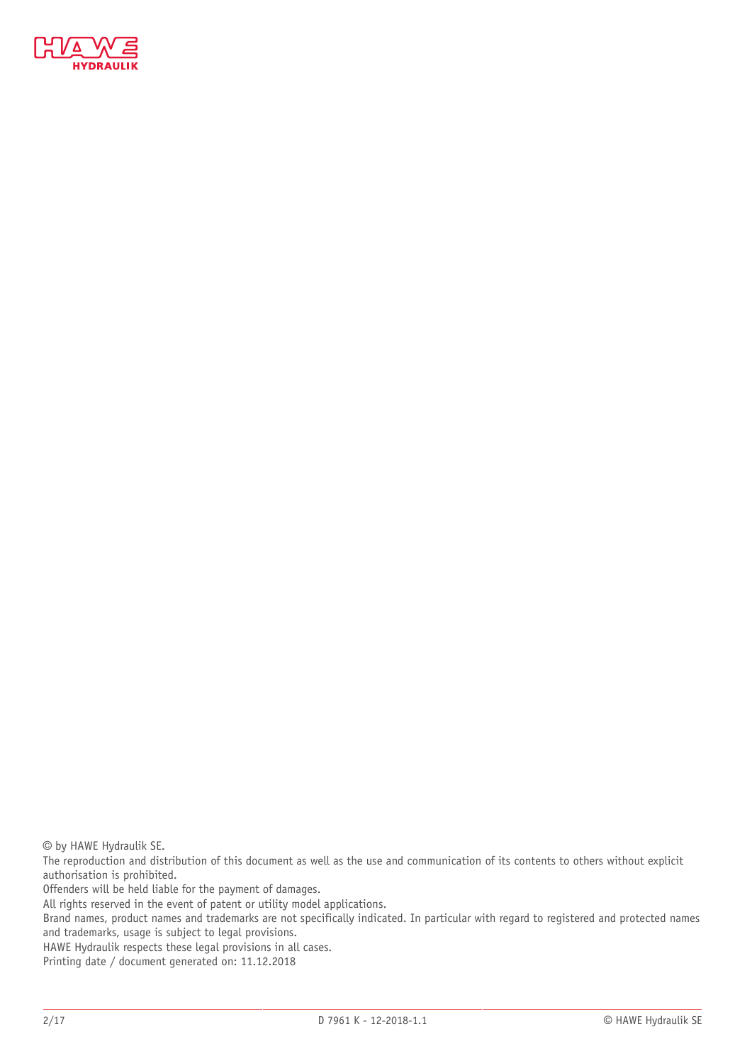© by HAWE Hydraulik SE.
The reproduction and distribution of this document as well as the use and communication of its contents to others without explicit authorisation is prohibited.
Offenders will be held liable for the payment of damages.
All rights reserved in the event of patent or utility model applications.
Brand names, product names and trademarks are not specifically indicated. In particular with regard to registered and protected names and trademarks, usage is subject to legal provisions.
HAWE Hydraulik respects these legal provisions in all cases.
Printing date / document generated on: 11.12.2018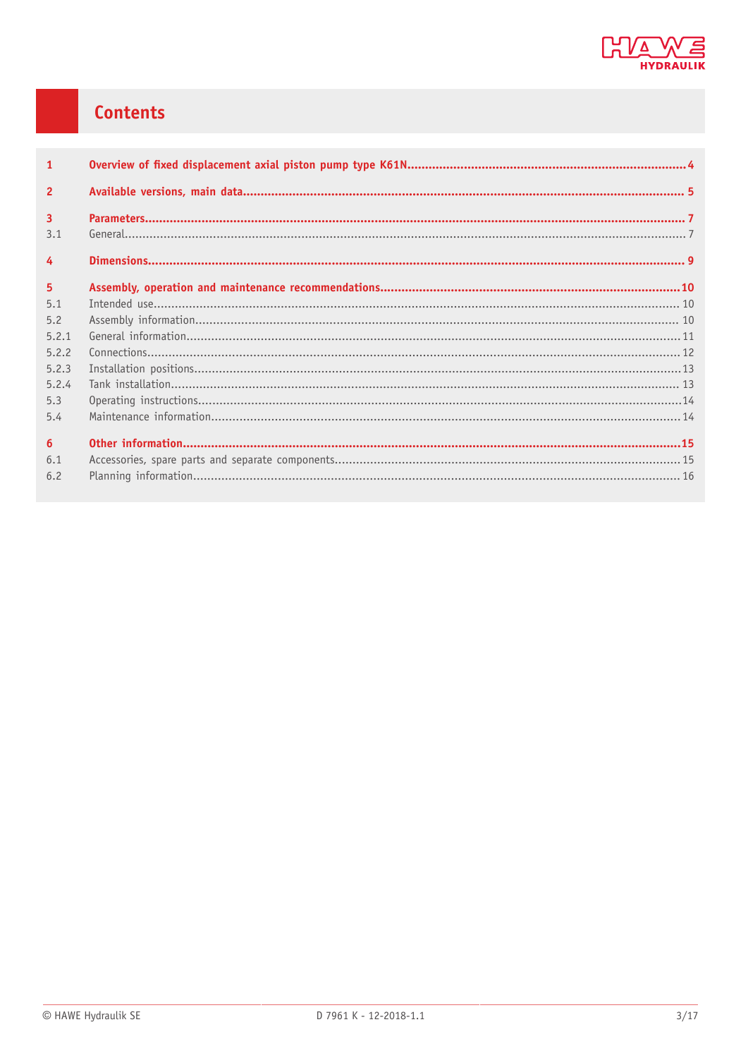# Contents

| | | |
|---|---|---|
| **1** | **Overview of fixed displacement axial piston pump type K61N** | **4** |
| **2** | **Available versions, main data** | **5** |
| **3** | **Parameters** | **7** |
| 3.1 | General | 7 |
| **4** | **Dimensions** | **9** |
| **5** | **Assembly, operation and maintenance recommendations** | **10** |
| 5.1 | Intended use | 10 |
| 5.2 | Assembly information | 10 |
| 5.2.1 | General information | 11 |
| 5.2.2 | Connections | 12 |
| 5.2.3 | Installation positions | 13 |
| 5.2.4 | Tank installation | 13 |
| 5.3 | Operating instructions | 14 |
| 5.4 | Maintenance information | 14 |
| **6** | **Other information** | **15** |
| 6.1 | Accessories, spare parts and separate components | 15 |
| 6.2 | Planning information | 16 |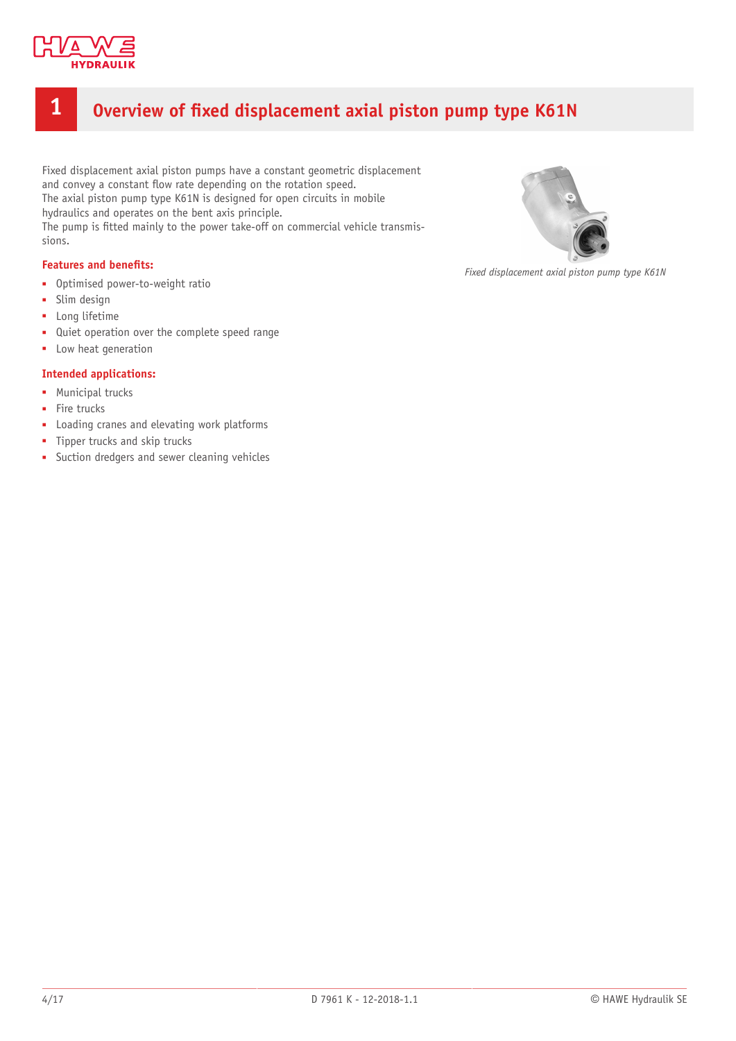# 1 Overview of fixed displacement axial piston pump type K61N

Fixed displacement axial piston pumps have a constant geometric displacement and convey a constant flow rate depending on the rotation speed.
The axial piston pump type K61N is designed for open circuits in mobile hydraulics and operates on the bent axis principle.
The pump is fitted mainly to the power take-off on commercial vehicle transmissions.

*Fixed displacement axial piston pump type K61N*

### Features and benefits:

- Optimised power-to-weight ratio
- Slim design
- Long lifetime
- Quiet operation over the complete speed range
- Low heat generation

### Intended applications:

- Municipal trucks
- Fire trucks
- Loading cranes and elevating work platforms
- Tipper trucks and skip trucks
- Suction dredgers and sewer cleaning vehicles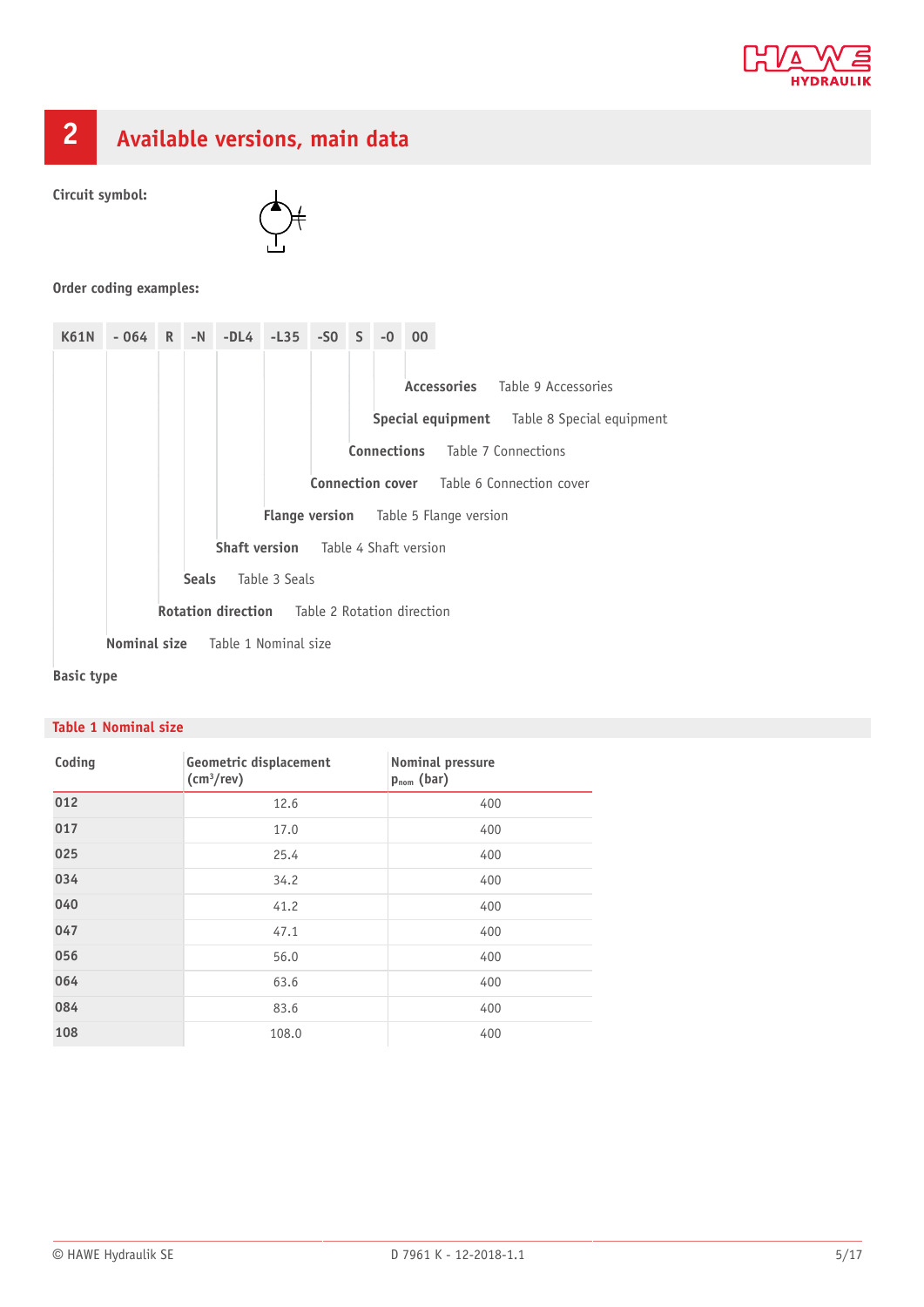## 2 Available versions, main data

**Circuit symbol:**

**Order coding examples:**

| K61N | - 064 | R | -N | -DL4 | -L35 | -S0 | S | -0 | 00 |
|---|---|---|---|---|---|---|---|---|---|

- **Accessories** — Table 9 Accessories
- **Special equipment** — Table 8 Special equipment
- **Connections** — Table 7 Connections
- **Connection cover** — Table 6 Connection cover
- **Flange version** — Table 5 Flange version
- **Shaft version** — Table 4 Shaft version
- **Seals** — Table 3 Seals
- **Rotation direction** — Table 2 Rotation direction
- **Nominal size** — Table 1 Nominal size
- **Basic type**

**Table 1 Nominal size**

| Coding | Geometric displacement (cm³/rev) | Nominal pressure $p_{nom}$ (bar) |
|---|---|---|
| 012 | 12.6 | 400 |
| 017 | 17.0 | 400 |
| 025 | 25.4 | 400 |
| 034 | 34.2 | 400 |
| 040 | 41.2 | 400 |
| 047 | 47.1 | 400 |
| 056 | 56.0 | 400 |
| 064 | 63.6 | 400 |
| 084 | 83.6 | 400 |
| 108 | 108.0 | 400 |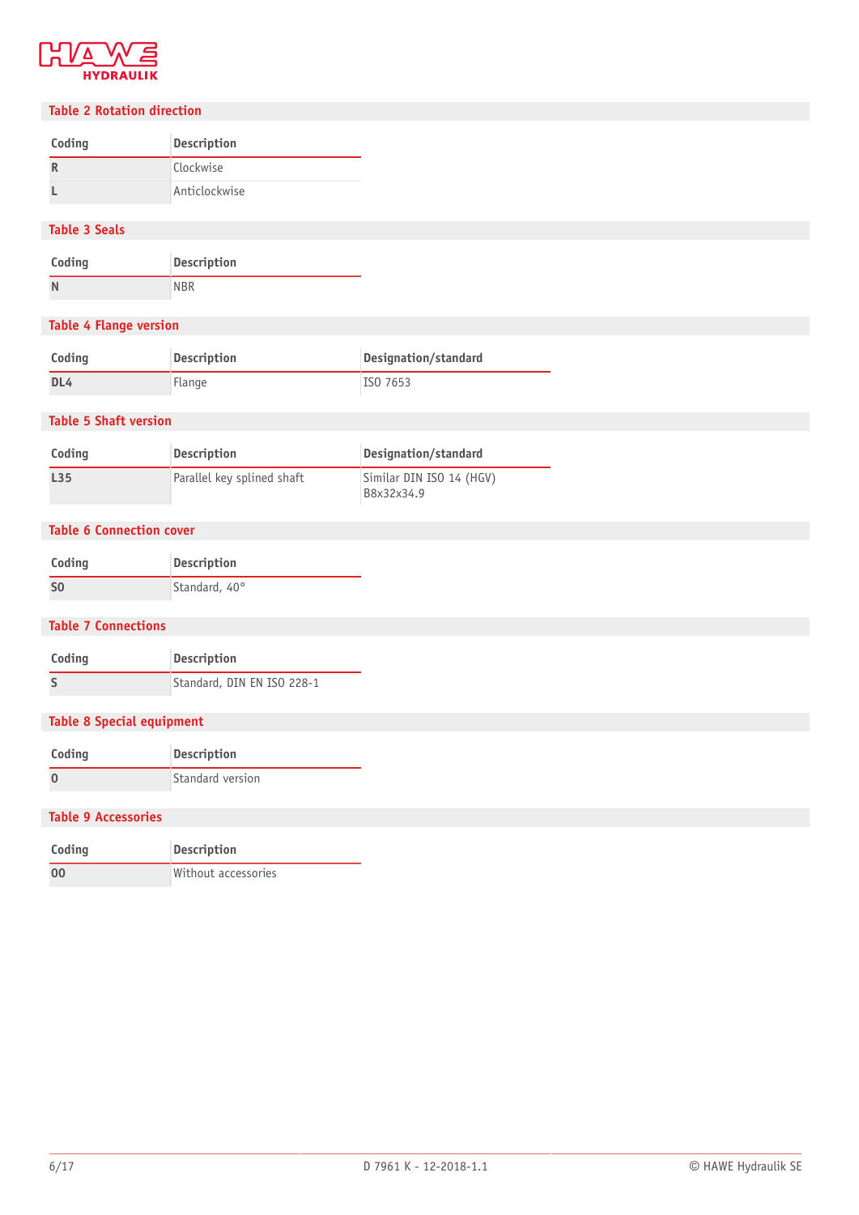## Table 2 Rotation direction

| Coding | Description |
|---|---|
| **R** | Clockwise |
| **L** | Anticlockwise |

## Table 3 Seals

| Coding | Description |
|---|---|
| **N** | NBR |

## Table 4 Flange version

| Coding | Description | Designation/standard |
|---|---|---|
| **DL4** | Flange | ISO 7653 |

## Table 5 Shaft version

| Coding | Description | Designation/standard |
|---|---|---|
| **L35** | Parallel key splined shaft | Similar DIN ISO 14 (HGV) B8x32x34.9 |

## Table 6 Connection cover

| Coding | Description |
|---|---|
| **S0** | Standard, 40° |

## Table 7 Connections

| Coding | Description |
|---|---|
| **S** | Standard, DIN EN ISO 228-1 |

## Table 8 Special equipment

| Coding | Description |
|---|---|
| **0** | Standard version |

## Table 9 Accessories

| Coding | Description |
|---|---|
| **00** | Without accessories |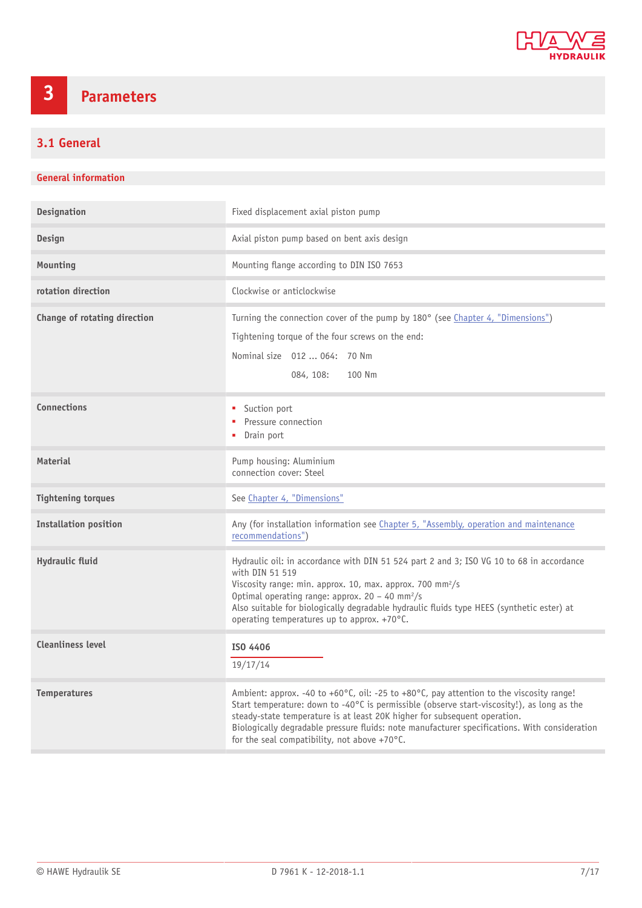# 3 Parameters

## 3.1 General

### General information

| | |
|---|---|
| **Designation** | Fixed displacement axial piston pump |
| **Design** | Axial piston pump based on bent axis design |
| **Mounting** | Mounting flange according to DIN ISO 7653 |
| **rotation direction** | Clockwise or anticlockwise |
| **Change of rotating direction** | Turning the connection cover of the pump by 180° (see Chapter 4, "Dimensions")<br>Tightening torque of the four screws on the end:<br>Nominal size 012 ... 064: 70 Nm<br>084, 108: 100 Nm |
| **Connections** | ▪ Suction port<br>▪ Pressure connection<br>▪ Drain port |
| **Material** | Pump housing: Aluminium<br>connection cover: Steel |
| **Tightening torques** | See Chapter 4, "Dimensions" |
| **Installation position** | Any (for installation information see Chapter 5, "Assembly, operation and maintenance recommendations") |
| **Hydraulic fluid** | Hydraulic oil: in accordance with DIN 51 524 part 2 and 3; ISO VG 10 to 68 in accordance with DIN 51 519<br>Viscosity range: min. approx. 10, max. approx. 700 mm²/s<br>Optimal operating range: approx. 20 – 40 mm²/s<br>Also suitable for biologically degradable hydraulic fluids type HEES (synthetic ester) at operating temperatures up to approx. +70°C. |
| **Cleanliness level** | **ISO 4406**<br>19/17/14 |
| **Temperatures** | Ambient: approx. -40 to +60°C, oil: -25 to +80°C, pay attention to the viscosity range!<br>Start temperature: down to -40°C is permissible (observe start-viscosity!), as long as the steady-state temperature is at least 20K higher for subsequent operation.<br>Biologically degradable pressure fluids: note manufacturer specifications. With consideration for the seal compatibility, not above +70°C. |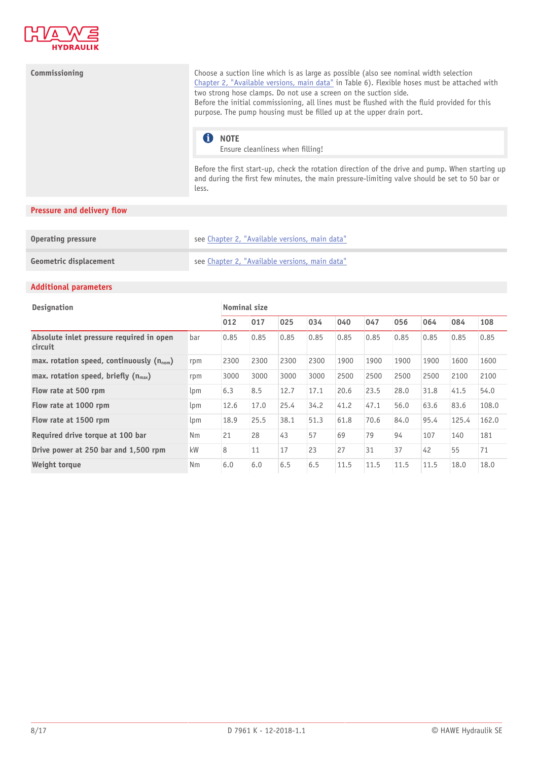| Commissioning | Choose a suction line which is as large as possible (also see nominal width selection Chapter 2, "Available versions, main data" in Table 6). Flexible hoses must be attached with two strong hose clamps. Do not use a screen on the suction side. Before the initial commissioning, all lines must be flushed with the fluid provided for this purpose. The pump housing must be filled up at the upper drain port. |
|---|---|

> **NOTE**
> Ensure cleanliness when filling!

Before the first start-up, check the rotation direction of the drive and pump. When starting up and during the first few minutes, the main pressure-limiting valve should be set to 50 bar or less.

## Pressure and delivery flow

| Operating pressure | see Chapter 2, "Available versions, main data" |
|---|---|
| Geometric displacement | see Chapter 2, "Available versions, main data" |

## Additional parameters

| Designation | | Nominal size | | | | | | | | | |
|---|---|---|---|---|---|---|---|---|---|---|---|
| | | 012 | 017 | 025 | 034 | 040 | 047 | 056 | 064 | 084 | 108 |
| Absolute inlet pressure required in open circuit | bar | 0.85 | 0.85 | 0.85 | 0.85 | 0.85 | 0.85 | 0.85 | 0.85 | 0.85 | 0.85 |
| max. rotation speed, continuously ($n_{nom}$) | rpm | 2300 | 2300 | 2300 | 2300 | 1900 | 1900 | 1900 | 1900 | 1600 | 1600 |
| max. rotation speed, briefly ($n_{max}$) | rpm | 3000 | 3000 | 3000 | 3000 | 2500 | 2500 | 2500 | 2500 | 2100 | 2100 |
| Flow rate at 500 rpm | lpm | 6.3 | 8.5 | 12.7 | 17.1 | 20.6 | 23.5 | 28.0 | 31.8 | 41.5 | 54.0 |
| Flow rate at 1000 rpm | lpm | 12.6 | 17.0 | 25.4 | 34.2 | 41.2 | 47.1 | 56.0 | 63.6 | 83.6 | 108.0 |
| Flow rate at 1500 rpm | lpm | 18.9 | 25.5 | 38.1 | 51.3 | 61.8 | 70.6 | 84.0 | 95.4 | 125.4 | 162.0 |
| Required drive torque at 100 bar | Nm | 21 | 28 | 43 | 57 | 69 | 79 | 94 | 107 | 140 | 181 |
| Drive power at 250 bar and 1,500 rpm | kW | 8 | 11 | 17 | 23 | 27 | 31 | 37 | 42 | 55 | 71 |
| Weight torque | Nm | 6.0 | 6.0 | 6.5 | 6.5 | 11.5 | 11.5 | 11.5 | 11.5 | 18.0 | 18.0 |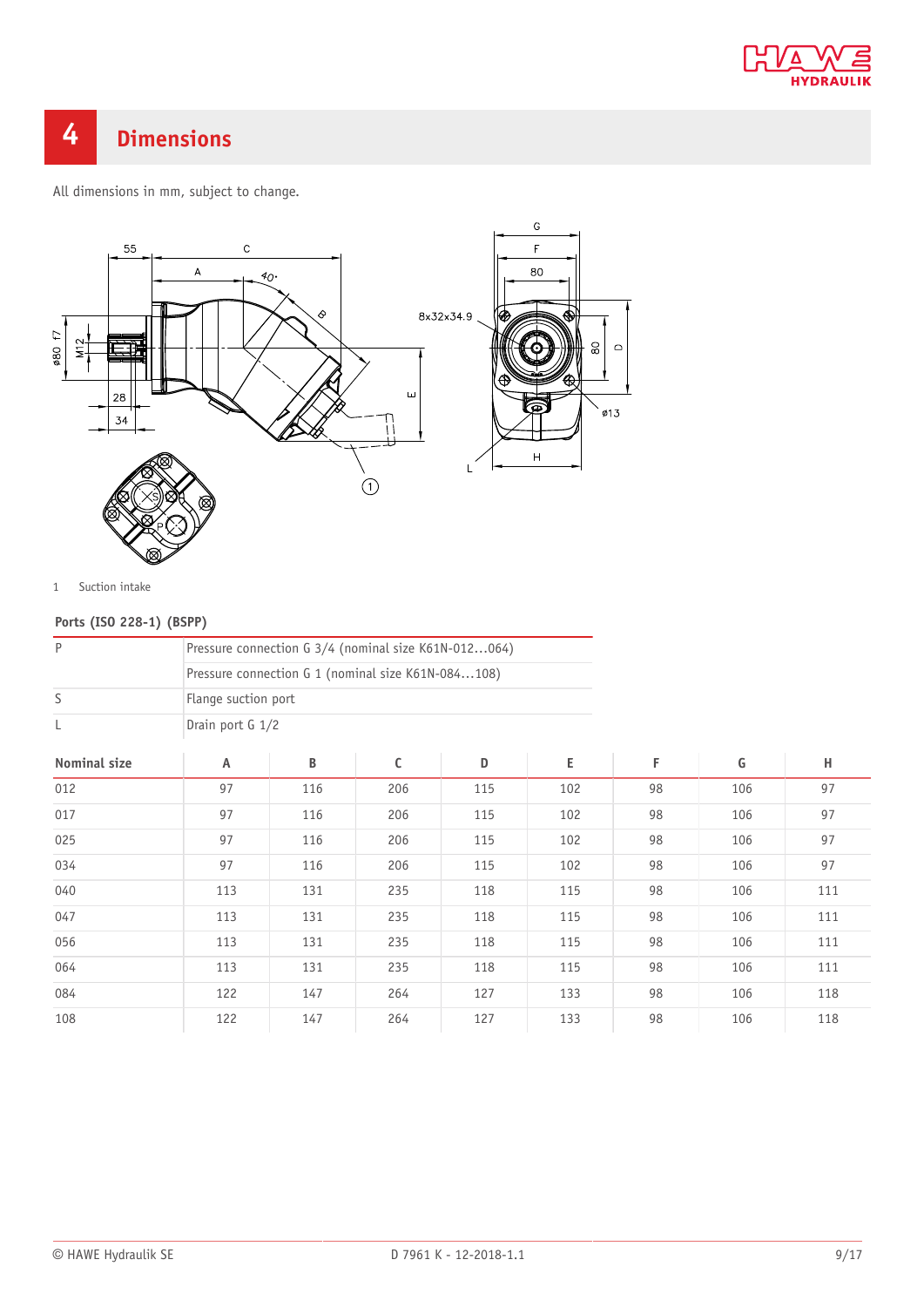# 4 Dimensions

All dimensions in mm, subject to change.

1 Suction intake

**Ports (ISO 228-1) (BSPP)**

| | |
|---|---|
| P | Pressure connection G 3/4 (nominal size K61N-012...064) |
| | Pressure connection G 1 (nominal size K61N-084...108) |
| S | Flange suction port |
| L | Drain port G 1/2 |

| Nominal size | A | B | C | D | E | F | G | H |
|---|---|---|---|---|---|---|---|---|
| 012 | 97 | 116 | 206 | 115 | 102 | 98 | 106 | 97 |
| 017 | 97 | 116 | 206 | 115 | 102 | 98 | 106 | 97 |
| 025 | 97 | 116 | 206 | 115 | 102 | 98 | 106 | 97 |
| 034 | 97 | 116 | 206 | 115 | 102 | 98 | 106 | 97 |
| 040 | 113 | 131 | 235 | 118 | 115 | 98 | 106 | 111 |
| 047 | 113 | 131 | 235 | 118 | 115 | 98 | 106 | 111 |
| 056 | 113 | 131 | 235 | 118 | 115 | 98 | 106 | 111 |
| 064 | 113 | 131 | 235 | 118 | 115 | 98 | 106 | 111 |
| 084 | 122 | 147 | 264 | 127 | 133 | 98 | 106 | 118 |
| 108 | 122 | 147 | 264 | 127 | 133 | 98 | 106 | 118 |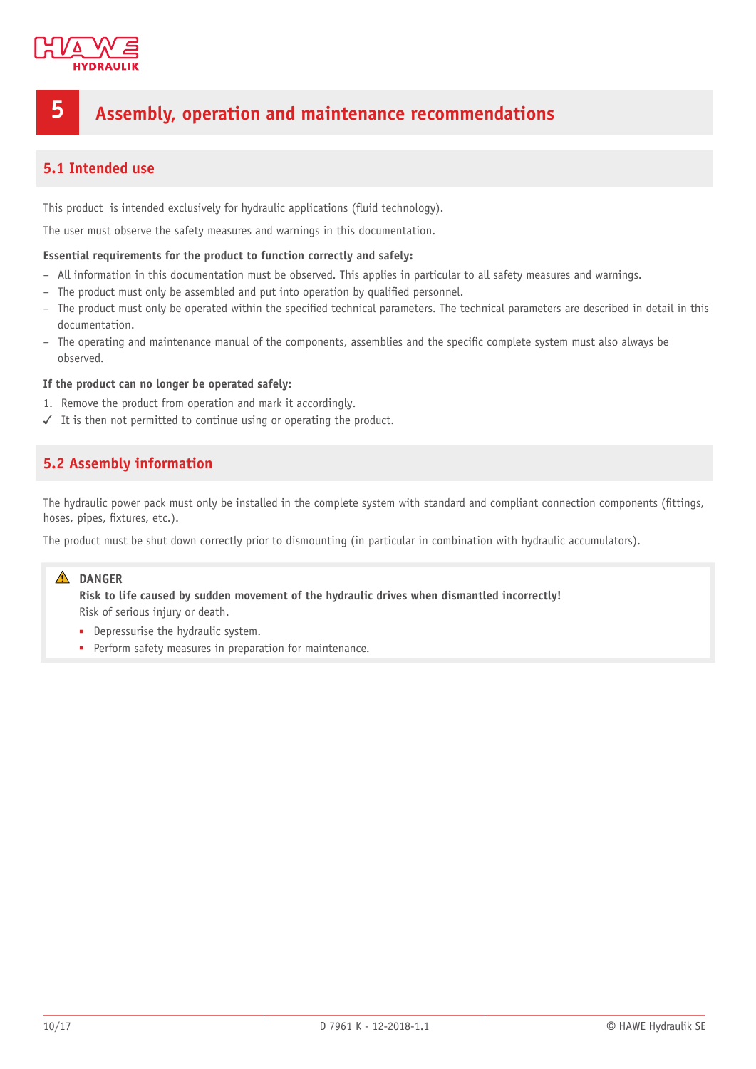# 5 Assembly, operation and maintenance recommendations

## 5.1 Intended use

This product  is intended exclusively for hydraulic applications (fluid technology).

The user must observe the safety measures and warnings in this documentation.

**Essential requirements for the product to function correctly and safely:**

- All information in this documentation must be observed. This applies in particular to all safety measures and warnings.
- The product must only be assembled and put into operation by qualified personnel.
- The product must only be operated within the specified technical parameters. The technical parameters are described in detail in this documentation.
- The operating and maintenance manual of the components, assemblies and the specific complete system must also always be observed.

**If the product can no longer be operated safely:**

1. Remove the product from operation and mark it accordingly.

✓ It is then not permitted to continue using or operating the product.

## 5.2 Assembly information

The hydraulic power pack must only be installed in the complete system with standard and compliant connection components (fittings, hoses, pipes, fixtures, etc.).

The product must be shut down correctly prior to dismounting (in particular in combination with hydraulic accumulators).

> ⚠ **DANGER**
>
> **Risk to life caused by sudden movement of the hydraulic drives when dismantled incorrectly!**
>
> Risk of serious injury or death.
>
> - Depressurise the hydraulic system.
> - Perform safety measures in preparation for maintenance.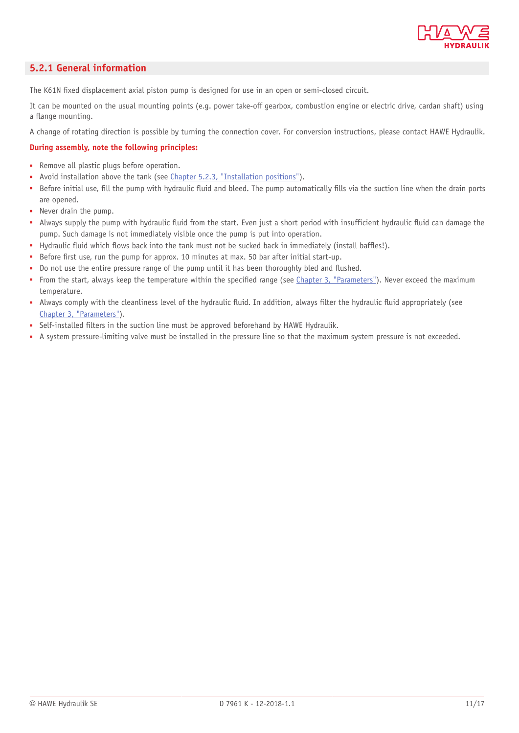## 5.2.1 General information

The K61N fixed displacement axial piston pump is designed for use in an open or semi-closed circuit.

It can be mounted on the usual mounting points (e.g. power take-off gearbox, combustion engine or electric drive, cardan shaft) using a flange mounting.

A change of rotating direction is possible by turning the connection cover. For conversion instructions, please contact HAWE Hydraulik.

**During assembly, note the following principles:**

- Remove all plastic plugs before operation.
- Avoid installation above the tank (see Chapter 5.2.3, "Installation positions").
- Before initial use, fill the pump with hydraulic fluid and bleed. The pump automatically fills via the suction line when the drain ports are opened.
- Never drain the pump.
- Always supply the pump with hydraulic fluid from the start. Even just a short period with insufficient hydraulic fluid can damage the pump. Such damage is not immediately visible once the pump is put into operation.
- Hydraulic fluid which flows back into the tank must not be sucked back in immediately (install baffles!).
- Before first use, run the pump for approx. 10 minutes at max. 50 bar after initial start-up.
- Do not use the entire pressure range of the pump until it has been thoroughly bled and flushed.
- From the start, always keep the temperature within the specified range (see Chapter 3, "Parameters"). Never exceed the maximum temperature.
- Always comply with the cleanliness level of the hydraulic fluid. In addition, always filter the hydraulic fluid appropriately (see Chapter 3, "Parameters").
- Self-installed filters in the suction line must be approved beforehand by HAWE Hydraulik.
- A system pressure-limiting valve must be installed in the pressure line so that the maximum system pressure is not exceeded.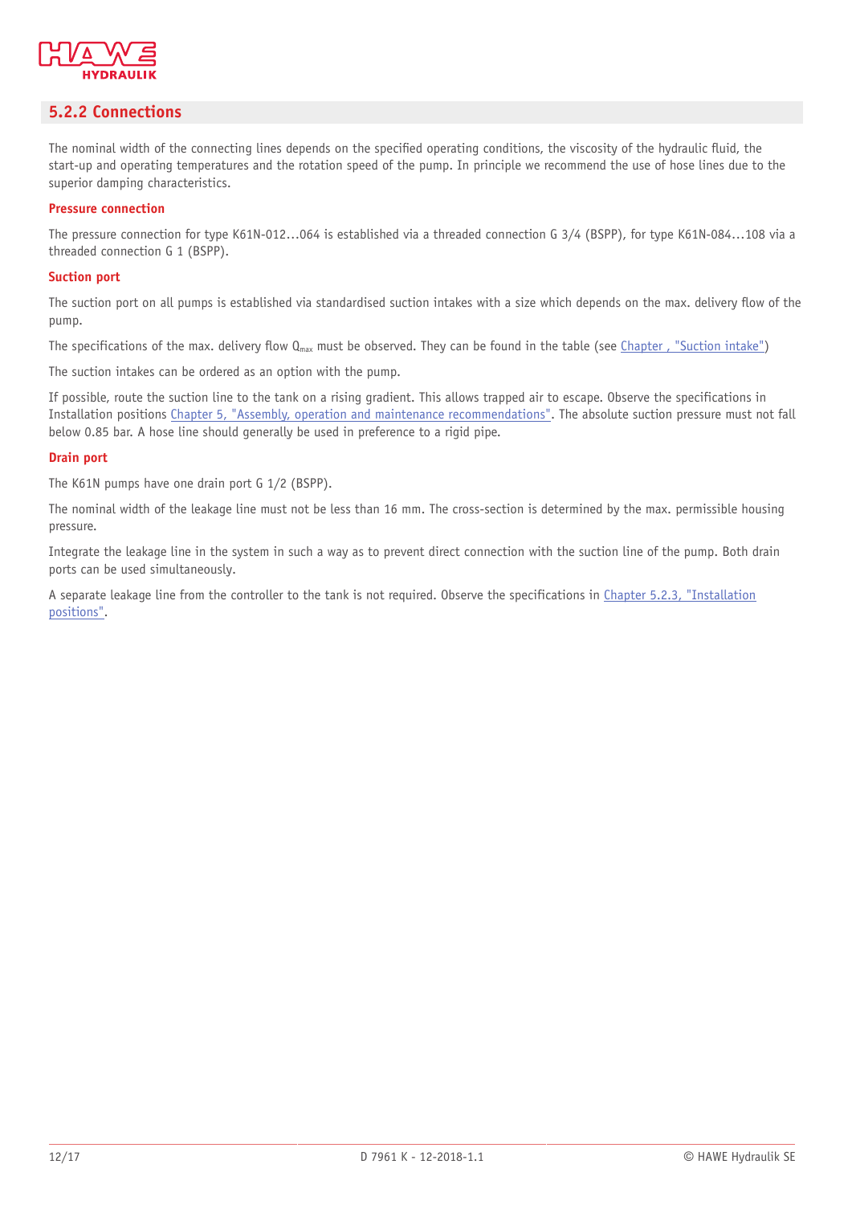## 5.2.2 Connections

The nominal width of the connecting lines depends on the specified operating conditions, the viscosity of the hydraulic fluid, the start-up and operating temperatures and the rotation speed of the pump. In principle we recommend the use of hose lines due to the superior damping characteristics.

**Pressure connection**

The pressure connection for type K61N-012…064 is established via a threaded connection G 3/4 (BSPP), for type K61N-084…108 via a threaded connection G 1 (BSPP).

**Suction port**

The suction port on all pumps is established via standardised suction intakes with a size which depends on the max. delivery flow of the pump.

The specifications of the max. delivery flow $Q_{max}$ must be observed. They can be found in the table (see Chapter , "Suction intake")

The suction intakes can be ordered as an option with the pump.

If possible, route the suction line to the tank on a rising gradient. This allows trapped air to escape. Observe the specifications in Installation positions Chapter 5, "Assembly, operation and maintenance recommendations". The absolute suction pressure must not fall below 0.85 bar. A hose line should generally be used in preference to a rigid pipe.

**Drain port**

The K61N pumps have one drain port G 1/2 (BSPP).

The nominal width of the leakage line must not be less than 16 mm. The cross-section is determined by the max. permissible housing pressure.

Integrate the leakage line in the system in such a way as to prevent direct connection with the suction line of the pump. Both drain ports can be used simultaneously.

A separate leakage line from the controller to the tank is not required. Observe the specifications in Chapter 5.2.3, "Installation positions".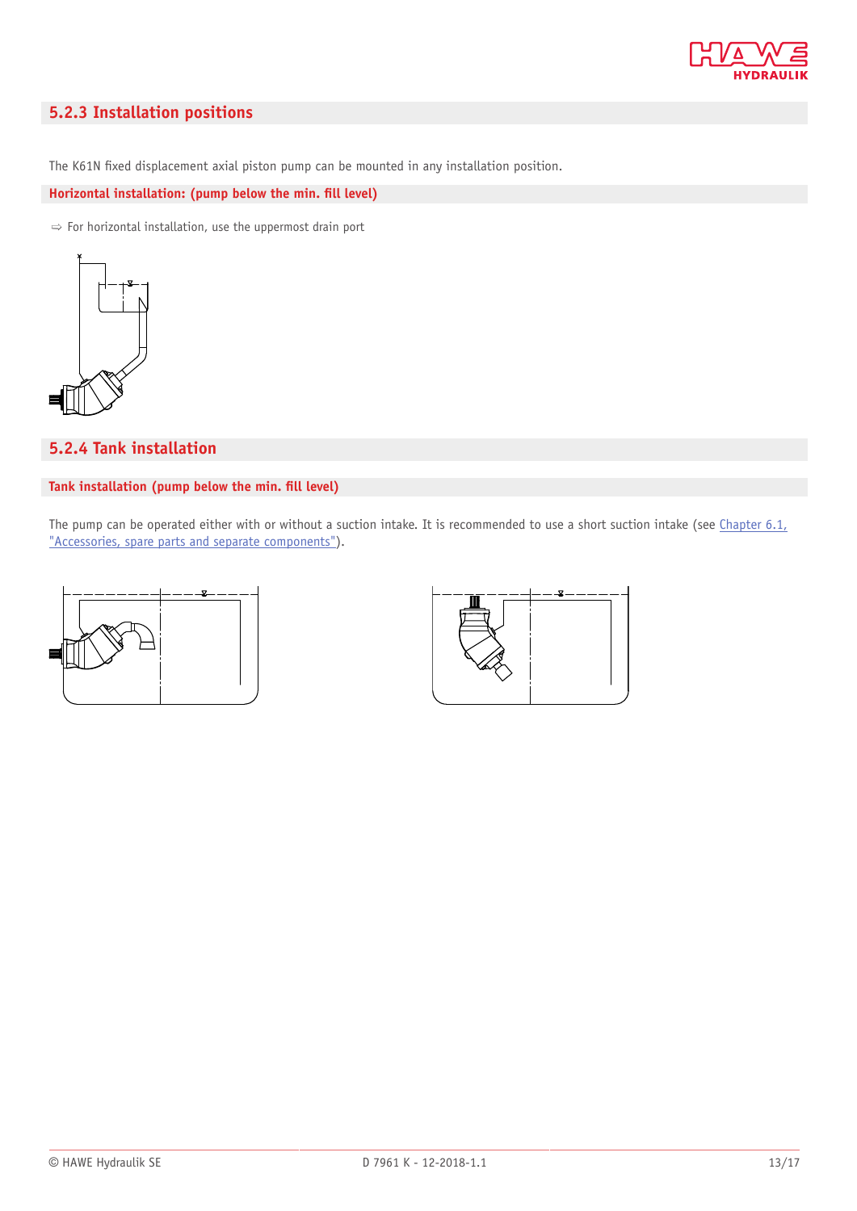## 5.2.3 Installation positions

The K61N fixed displacement axial piston pump can be mounted in any installation position.

### Horizontal installation: (pump below the min. fill level)

⇨ For horizontal installation, use the uppermost drain port

## 5.2.4 Tank installation

### Tank installation (pump below the min. fill level)

The pump can be operated either with or without a suction intake. It is recommended to use a short suction intake (see Chapter 6.1, "Accessories, spare parts and separate components").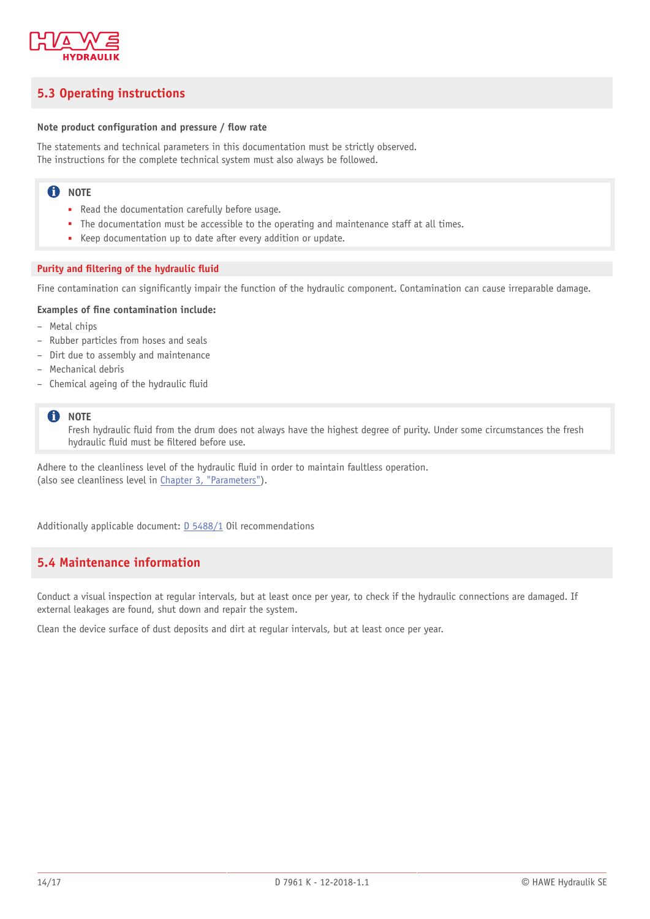## 5.3 Operating instructions

**Note product configuration and pressure / flow rate**

The statements and technical parameters in this documentation must be strictly observed.
The instructions for the complete technical system must also always be followed.

> **NOTE**
> - Read the documentation carefully before usage.
> - The documentation must be accessible to the operating and maintenance staff at all times.
> - Keep documentation up to date after every addition or update.

### Purity and filtering of the hydraulic fluid

Fine contamination can significantly impair the function of the hydraulic component. Contamination can cause irreparable damage.

**Examples of fine contamination include:**

- Metal chips
- Rubber particles from hoses and seals
- Dirt due to assembly and maintenance
- Mechanical debris
- Chemical ageing of the hydraulic fluid

> **NOTE**
> Fresh hydraulic fluid from the drum does not always have the highest degree of purity. Under some circumstances the fresh hydraulic fluid must be filtered before use.

Adhere to the cleanliness level of the hydraulic fluid in order to maintain faultless operation.
(also see cleanliness level in Chapter 3, "Parameters").

Additionally applicable document: D 5488/1 Oil recommendations

## 5.4 Maintenance information

Conduct a visual inspection at regular intervals, but at least once per year, to check if the hydraulic connections are damaged. If external leakages are found, shut down and repair the system.

Clean the device surface of dust deposits and dirt at regular intervals, but at least once per year.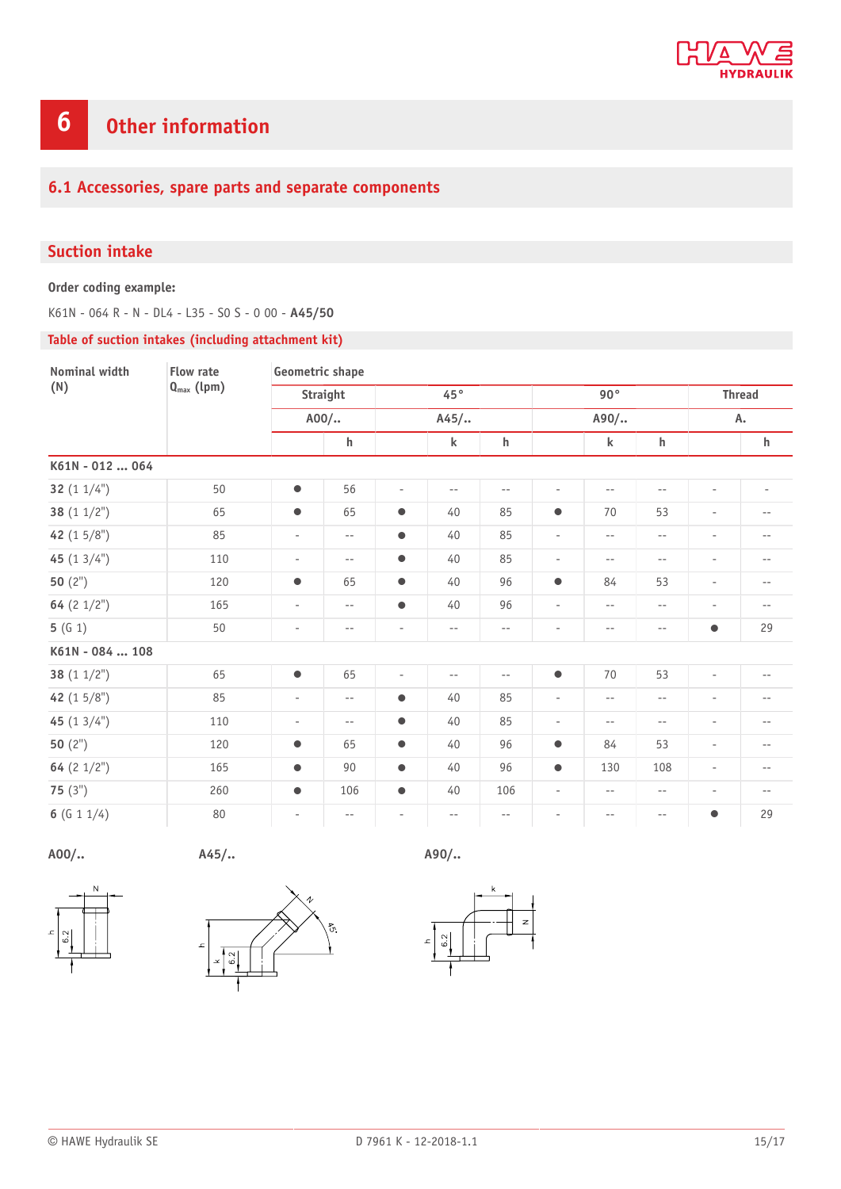# 6 Other information

## 6.1 Accessories, spare parts and separate components

### Suction intake

**Order coding example:**

K61N - 064 R - N - DL4 - L35 - SO S - 0 00 - **A45/50**

**Table of suction intakes (including attachment kit)**

| Nominal width (N) | Flow rate $Q_{max}$ (lpm) | Geometric shape | | | | | | | | | |
|---|---|---|---|---|---|---|---|---|---|---|---|
| | | Straight | | 45° | | | 90° | | | Thread | |
| | | A00/.. | | A45/.. | | | A90/.. | | | A. | |
| | | | h | | k | h | | k | h | | h |
| **K61N - 012 ... 064** | | | | | | | | | | | |
| **32** (1 1/4") | 50 | ● | 56 | - | -- | -- | - | -- | -- | - | - |
| **38** (1 1/2") | 65 | ● | 65 | ● | 40 | 85 | ● | 70 | 53 | - | -- |
| **42** (1 5/8") | 85 | - | -- | ● | 40 | 85 | - | -- | -- | - | -- |
| **45** (1 3/4") | 110 | - | -- | ● | 40 | 85 | - | -- | -- | - | -- |
| **50** (2") | 120 | ● | 65 | ● | 40 | 96 | ● | 84 | 53 | - | -- |
| **64** (2 1/2") | 165 | - | -- | ● | 40 | 96 | - | -- | -- | - | -- |
| **5** (G 1) | 50 | - | -- | - | -- | -- | - | -- | -- | ● | 29 |
| **K61N - 084 ... 108** | | | | | | | | | | | |
| **38** (1 1/2") | 65 | ● | 65 | - | -- | -- | ● | 70 | 53 | - | -- |
| **42** (1 5/8") | 85 | - | -- | ● | 40 | 85 | - | -- | -- | - | -- |
| **45** (1 3/4") | 110 | - | -- | ● | 40 | 85 | - | -- | -- | - | -- |
| **50** (2") | 120 | ● | 65 | ● | 40 | 96 | ● | 84 | 53 | - | -- |
| **64** (2 1/2") | 165 | ● | 90 | ● | 40 | 96 | ● | 130 | 108 | - | -- |
| **75** (3") | 260 | ● | 106 | ● | 40 | 106 | - | -- | -- | - | -- |
| **6** (G 1 1/4) | 80 | - | -- | - | -- | -- | - | -- | -- | ● | 29 |

**A00/..** **A45/..** **A90/..**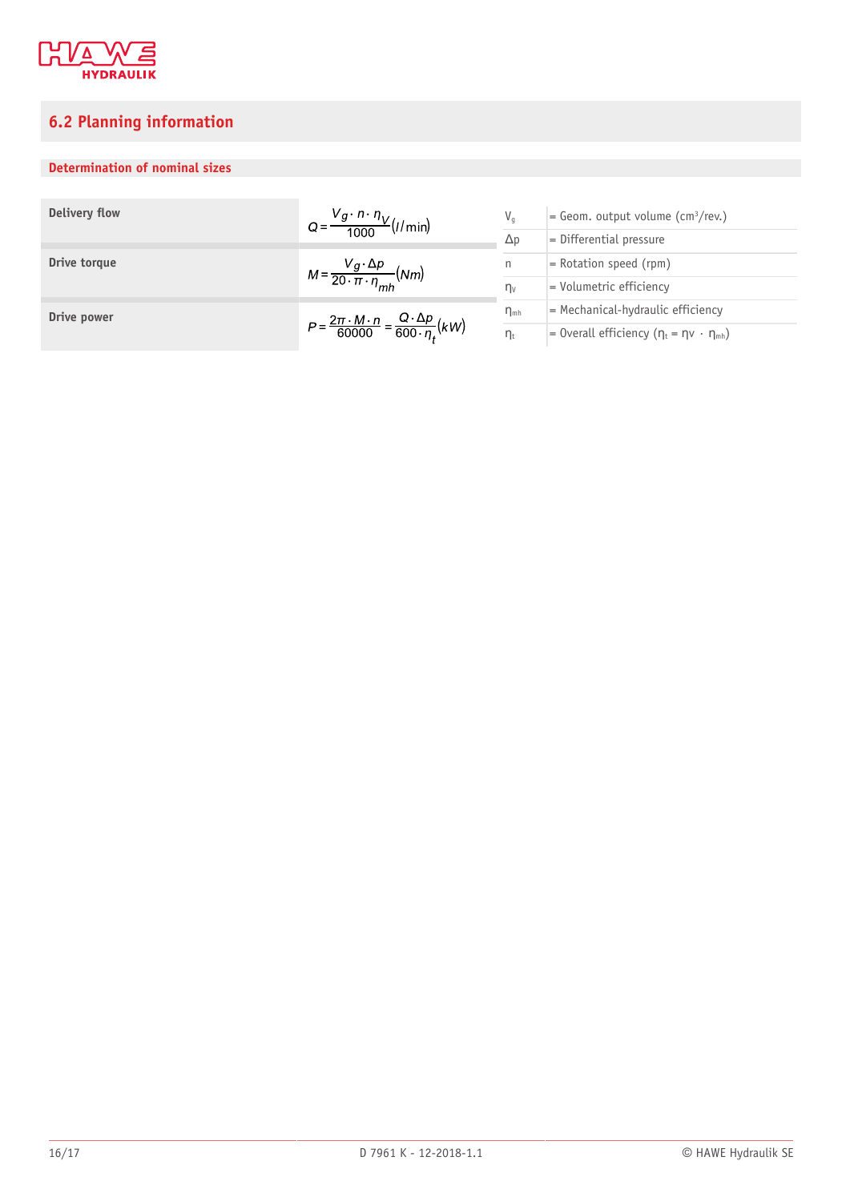## 6.2 Planning information

### Determination of nominal sizes

| | |
|---|---|
| **Delivery flow** | $Q = \frac{V_g \cdot n \cdot \eta_V}{1000} (l/\text{min})$ |
| **Drive torque** | $M = \frac{V_g \cdot \Delta p}{20 \cdot \pi \cdot \eta_{mh}} (Nm)$ |
| **Drive power** | $P = \frac{2\pi \cdot M \cdot n}{60000} = \frac{Q \cdot \Delta p}{600 \cdot \eta_t} (kW)$ |

| | |
|---|---|
| $V_g$ | = Geom. output volume ($cm^3$/rev.) |
| $\Delta p$ | = Differential pressure |
| $n$ | = Rotation speed (rpm) |
| $\eta_v$ | = Volumetric efficiency |
| $\eta_{mh}$ | = Mechanical-hydraulic efficiency |
| $\eta_t$ | = Overall efficiency ($\eta_t = \eta_v \cdot \eta_{mh}$) |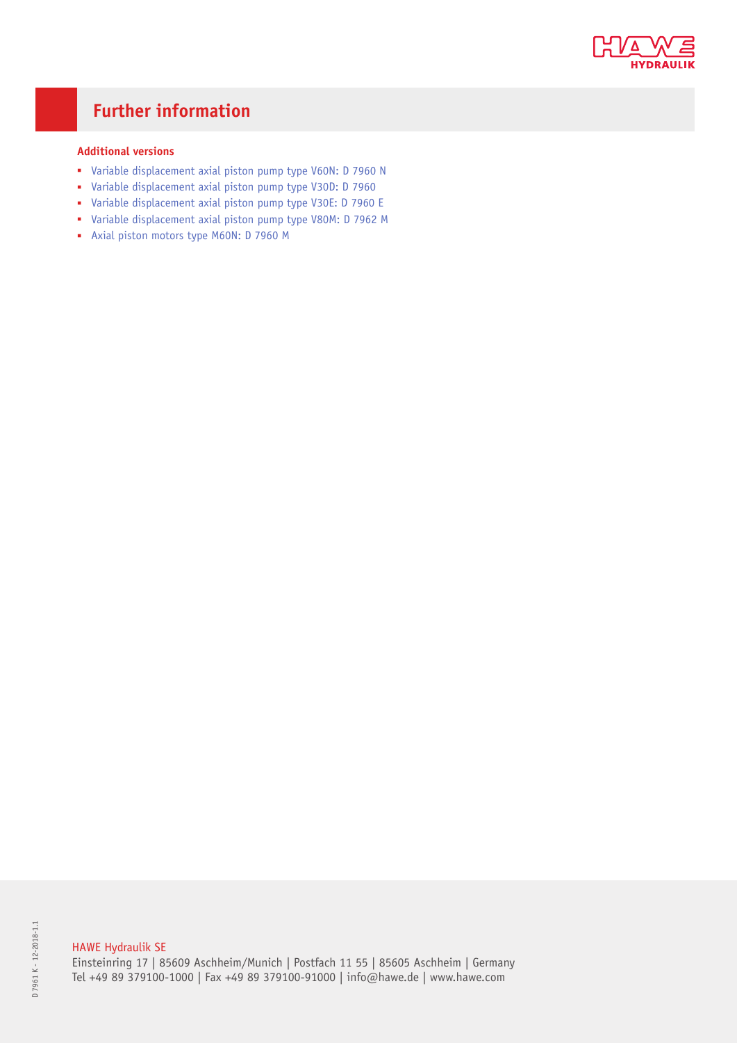## Further information

**Additional versions**

- Variable displacement axial piston pump type V60N: D 7960 N
- Variable displacement axial piston pump type V30D: D 7960
- Variable displacement axial piston pump type V30E: D 7960 E
- Variable displacement axial piston pump type V80M: D 7962 M
- Axial piston motors type M60N: D 7960 M

HAWE Hydraulik SE
Einsteinring 17 | 85609 Aschheim/Munich | Postfach 11 55 | 85605 Aschheim | Germany
Tel +49 89 379100-1000 | Fax +49 89 379100-91000 | info@hawe.de | www.hawe.com

D 7961 K - 12-2018-1.1